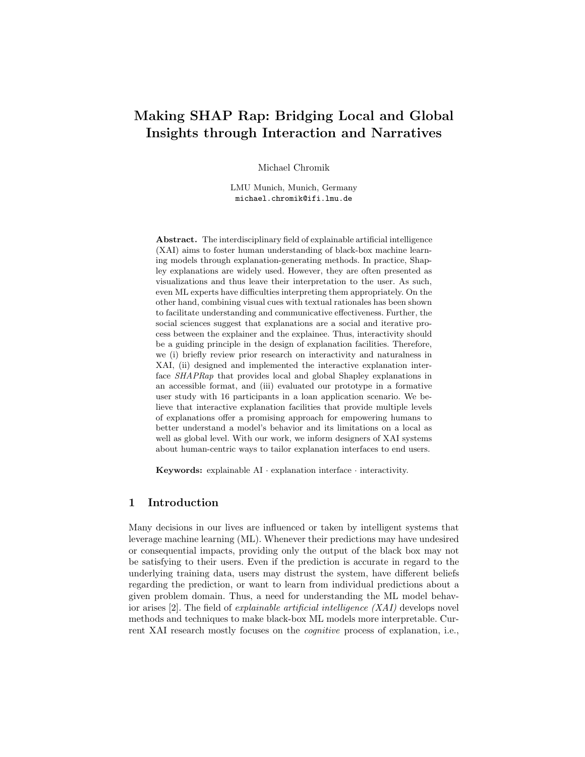# Making SHAP Rap: Bridging Local and Global Insights through Interaction and Narratives

Michael Chromik

LMU Munich, Munich, Germany
michael.chromik@ifi.lmu.de

**Abstract.** The interdisciplinary field of explainable artificial intelligence (XAI) aims to foster human understanding of black-box machine learning models through explanation-generating methods. In practice, Shapley explanations are widely used. However, they are often presented as visualizations and thus leave their interpretation to the user. As such, even ML experts have difficulties interpreting them appropriately. On the other hand, combining visual cues with textual rationales has been shown to facilitate understanding and communicative effectiveness. Further, the social sciences suggest that explanations are a social and iterative process between the explainer and the explainee. Thus, interactivity should be a guiding principle in the design of explanation facilities. Therefore, we (i) briefly review prior research on interactivity and naturalness in XAI, (ii) designed and implemented the interactive explanation interface *SHAPRap* that provides local and global Shapley explanations in an accessible format, and (iii) evaluated our prototype in a formative user study with 16 participants in a loan application scenario. We believe that interactive explanation facilities that provide multiple levels of explanations offer a promising approach for empowering humans to better understand a model's behavior and its limitations on a local as well as global level. With our work, we inform designers of XAI systems about human-centric ways to tailor explanation interfaces to end users.

**Keywords:** explainable AI · explanation interface · interactivity.

## 1 Introduction

Many decisions in our lives are influenced or taken by intelligent systems that leverage machine learning (ML). Whenever their predictions may have undesired or consequential impacts, providing only the output of the black box may not be satisfying to their users. Even if the prediction is accurate in regard to the underlying training data, users may distrust the system, have different beliefs regarding the prediction, or want to learn from individual predictions about a given problem domain. Thus, a need for understanding the ML model behavior arises [2]. The field of *explainable artificial intelligence (XAI)* develops novel methods and techniques to make black-box ML models more interpretable. Current XAI research mostly focuses on the *cognitive* process of explanation, i.e.,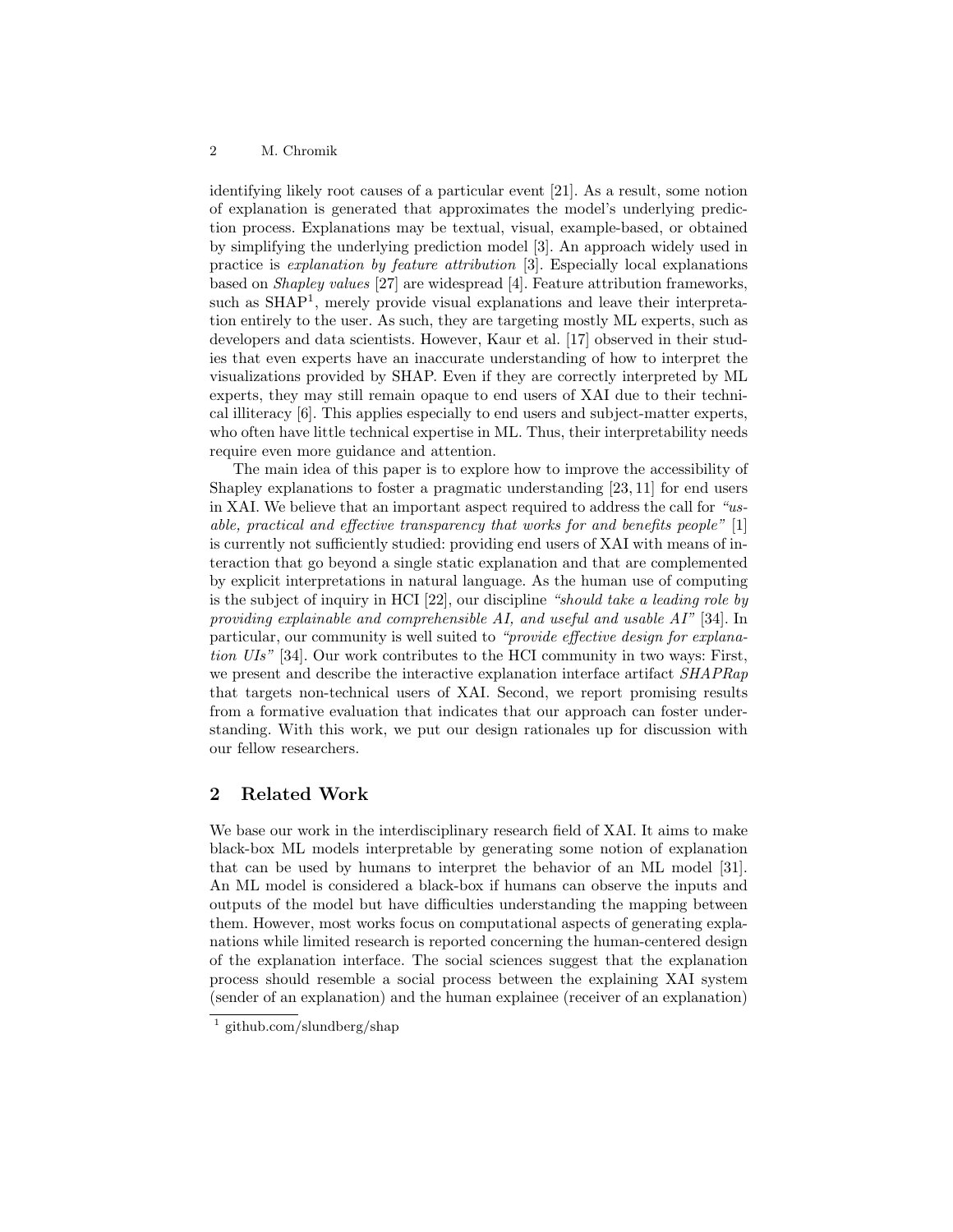identifying likely root causes of a particular event [21]. As a result, some notion of explanation is generated that approximates the model's underlying prediction process. Explanations may be textual, visual, example-based, or obtained by simplifying the underlying prediction model [3]. An approach widely used in practice is *explanation by feature attribution* [3]. Especially local explanations based on *Shapley values* [27] are widespread [4]. Feature attribution frameworks, such as SHAP[1], merely provide visual explanations and leave their interpretation entirely to the user. As such, they are targeting mostly ML experts, such as developers and data scientists. However, Kaur et al. [17] observed in their studies that even experts have an inaccurate understanding of how to interpret the visualizations provided by SHAP. Even if they are correctly interpreted by ML experts, they may still remain opaque to end users of XAI due to their technical illiteracy [6]. This applies especially to end users and subject-matter experts, who often have little technical expertise in ML. Thus, their interpretability needs require even more guidance and attention.

The main idea of this paper is to explore how to improve the accessibility of Shapley explanations to foster a pragmatic understanding [23, 11] for end users in XAI. We believe that an important aspect required to address the call for *"usable, practical and effective transparency that works for and benefits people"* [1] is currently not sufficiently studied: providing end users of XAI with means of interaction that go beyond a single static explanation and that are complemented by explicit interpretations in natural language. As the human use of computing is the subject of inquiry in HCI [22], our discipline *"should take a leading role by providing explainable and comprehensible AI, and useful and usable AI"* [34]. In particular, our community is well suited to *"provide effective design for explanation UIs"* [34]. Our work contributes to the HCI community in two ways: First, we present and describe the interactive explanation interface artifact *SHAPRap* that targets non-technical users of XAI. Second, we report promising results from a formative evaluation that indicates that our approach can foster understanding. With this work, we put our design rationales up for discussion with our fellow researchers.

## 2 Related Work

We base our work in the interdisciplinary research field of XAI. It aims to make black-box ML models interpretable by generating some notion of explanation that can be used by humans to interpret the behavior of an ML model [31]. An ML model is considered a black-box if humans can observe the inputs and outputs of the model but have difficulties understanding the mapping between them. However, most works focus on computational aspects of generating explanations while limited research is reported concerning the human-centered design of the explanation interface. The social sciences suggest that the explanation process should resemble a social process between the explaining XAI system (sender of an explanation) and the human explainee (receiver of an explanation)

[1] github.com/slundberg/shap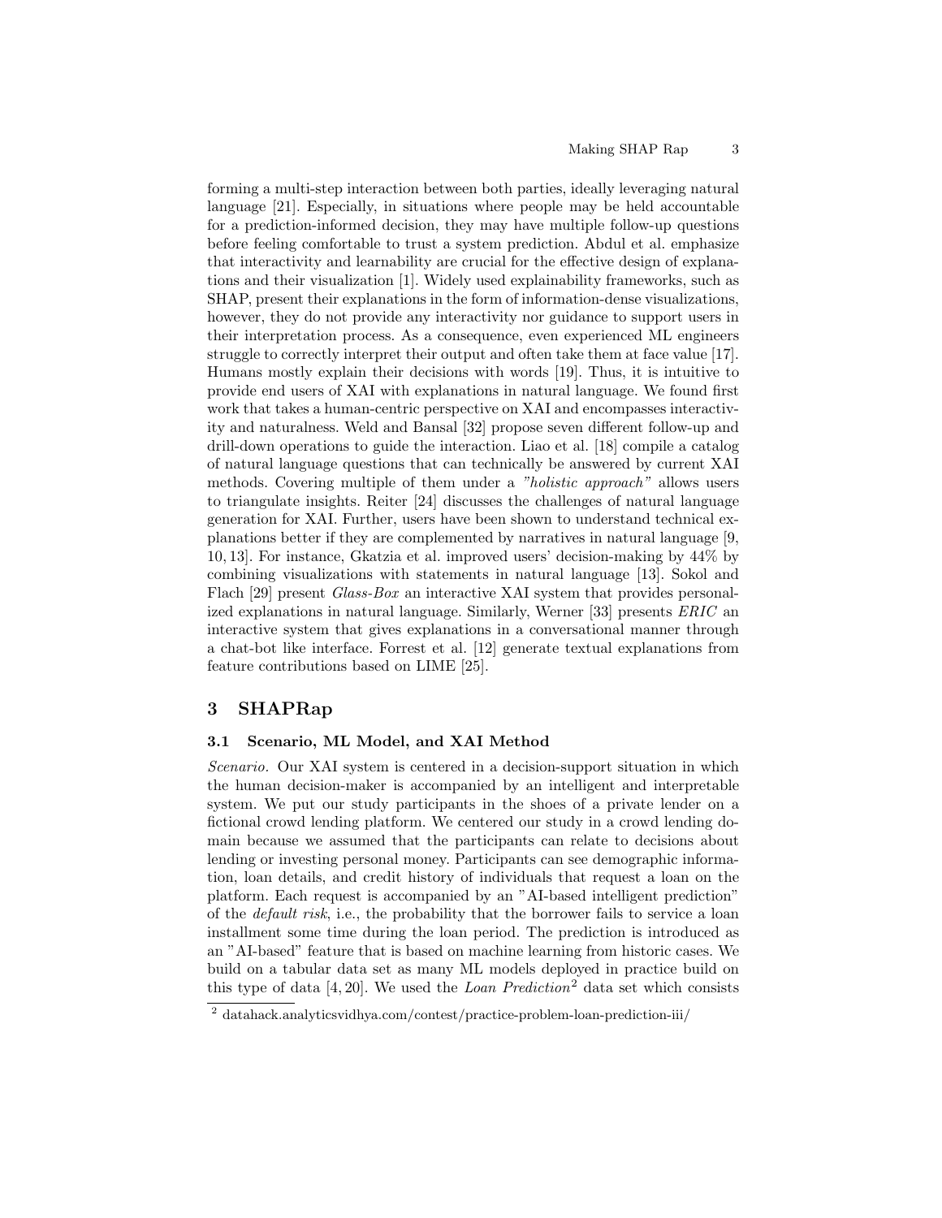forming a multi-step interaction between both parties, ideally leveraging natural language [21]. Especially, in situations where people may be held accountable for a prediction-informed decision, they may have multiple follow-up questions before feeling comfortable to trust a system prediction. Abdul et al. emphasize that interactivity and learnability are crucial for the effective design of explanations and their visualization [1]. Widely used explainability frameworks, such as SHAP, present their explanations in the form of information-dense visualizations, however, they do not provide any interactivity nor guidance to support users in their interpretation process. As a consequence, even experienced ML engineers struggle to correctly interpret their output and often take them at face value [17]. Humans mostly explain their decisions with words [19]. Thus, it is intuitive to provide end users of XAI with explanations in natural language. We found first work that takes a human-centric perspective on XAI and encompasses interactivity and naturalness. Weld and Bansal [32] propose seven different follow-up and drill-down operations to guide the interaction. Liao et al. [18] compile a catalog of natural language questions that can technically be answered by current XAI methods. Covering multiple of them under a *"holistic approach"* allows users to triangulate insights. Reiter [24] discusses the challenges of natural language generation for XAI. Further, users have been shown to understand technical explanations better if they are complemented by narratives in natural language [9, 10, 13]. For instance, Gkatzia et al. improved users' decision-making by 44% by combining visualizations with statements in natural language [13]. Sokol and Flach [29] present *Glass-Box* an interactive XAI system that provides personalized explanations in natural language. Similarly, Werner [33] presents *ERIC* an interactive system that gives explanations in a conversational manner through a chat-bot like interface. Forrest et al. [12] generate textual explanations from feature contributions based on LIME [25].

## 3 SHAPRap

### 3.1 Scenario, ML Model, and XAI Method

*Scenario.* Our XAI system is centered in a decision-support situation in which the human decision-maker is accompanied by an intelligent and interpretable system. We put our study participants in the shoes of a private lender on a fictional crowd lending platform. We centered our study in a crowd lending domain because we assumed that the participants can relate to decisions about lending or investing personal money. Participants can see demographic information, loan details, and credit history of individuals that request a loan on the platform. Each request is accompanied by an "AI-based intelligent prediction" of the *default risk*, i.e., the probability that the borrower fails to service a loan installment some time during the loan period. The prediction is introduced as an "AI-based" feature that is based on machine learning from historic cases. We build on a tabular data set as many ML models deployed in practice build on this type of data [4, 20]. We used the *Loan Prediction*[2] data set which consists

[2] datahack.analyticsvidhya.com/contest/practice-problem-loan-prediction-iii/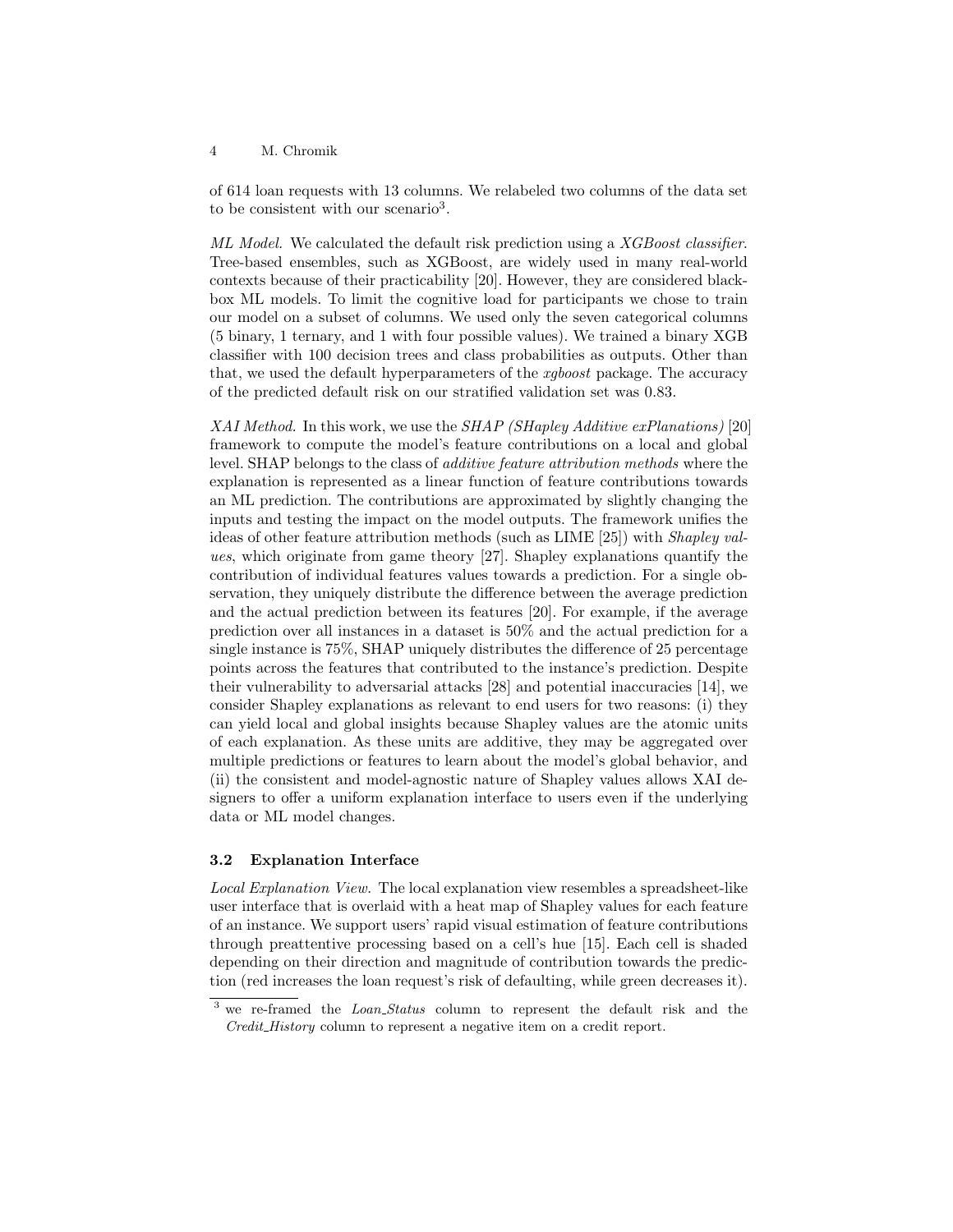of 614 loan requests with 13 columns. We relabeled two columns of the data set to be consistent with our scenario[3].

*ML Model.* We calculated the default risk prediction using a *XGBoost classifier*. Tree-based ensembles, such as XGBoost, are widely used in many real-world contexts because of their practicability [20]. However, they are considered black-box ML models. To limit the cognitive load for participants we chose to train our model on a subset of columns. We used only the seven categorical columns (5 binary, 1 ternary, and 1 with four possible values). We trained a binary XGB classifier with 100 decision trees and class probabilities as outputs. Other than that, we used the default hyperparameters of the *xgboost* package. The accuracy of the predicted default risk on our stratified validation set was 0.83.

*XAI Method.* In this work, we use the *SHAP (SHapley Additive exPlanations)* [20] framework to compute the model's feature contributions on a local and global level. SHAP belongs to the class of *additive feature attribution methods* where the explanation is represented as a linear function of feature contributions towards an ML prediction. The contributions are approximated by slightly changing the inputs and testing the impact on the model outputs. The framework unifies the ideas of other feature attribution methods (such as LIME [25]) with *Shapley values*, which originate from game theory [27]. Shapley explanations quantify the contribution of individual features values towards a prediction. For a single observation, they uniquely distribute the difference between the average prediction and the actual prediction between its features [20]. For example, if the average prediction over all instances in a dataset is 50% and the actual prediction for a single instance is 75%, SHAP uniquely distributes the difference of 25 percentage points across the features that contributed to the instance's prediction. Despite their vulnerability to adversarial attacks [28] and potential inaccuracies [14], we consider Shapley explanations as relevant to end users for two reasons: (i) they can yield local and global insights because Shapley values are the atomic units of each explanation. As these units are additive, they may be aggregated over multiple predictions or features to learn about the model's global behavior, and (ii) the consistent and model-agnostic nature of Shapley values allows XAI designers to offer a uniform explanation interface to users even if the underlying data or ML model changes.

### 3.2 Explanation Interface

*Local Explanation View.* The local explanation view resembles a spreadsheet-like user interface that is overlaid with a heat map of Shapley values for each feature of an instance. We support users' rapid visual estimation of feature contributions through preattentive processing based on a cell's hue [15]. Each cell is shaded depending on their direction and magnitude of contribution towards the prediction (red increases the loan request's risk of defaulting, while green decreases it).

---

[3] we re-framed the *Loan_Status* column to represent the default risk and the *Credit_History* column to represent a negative item on a credit report.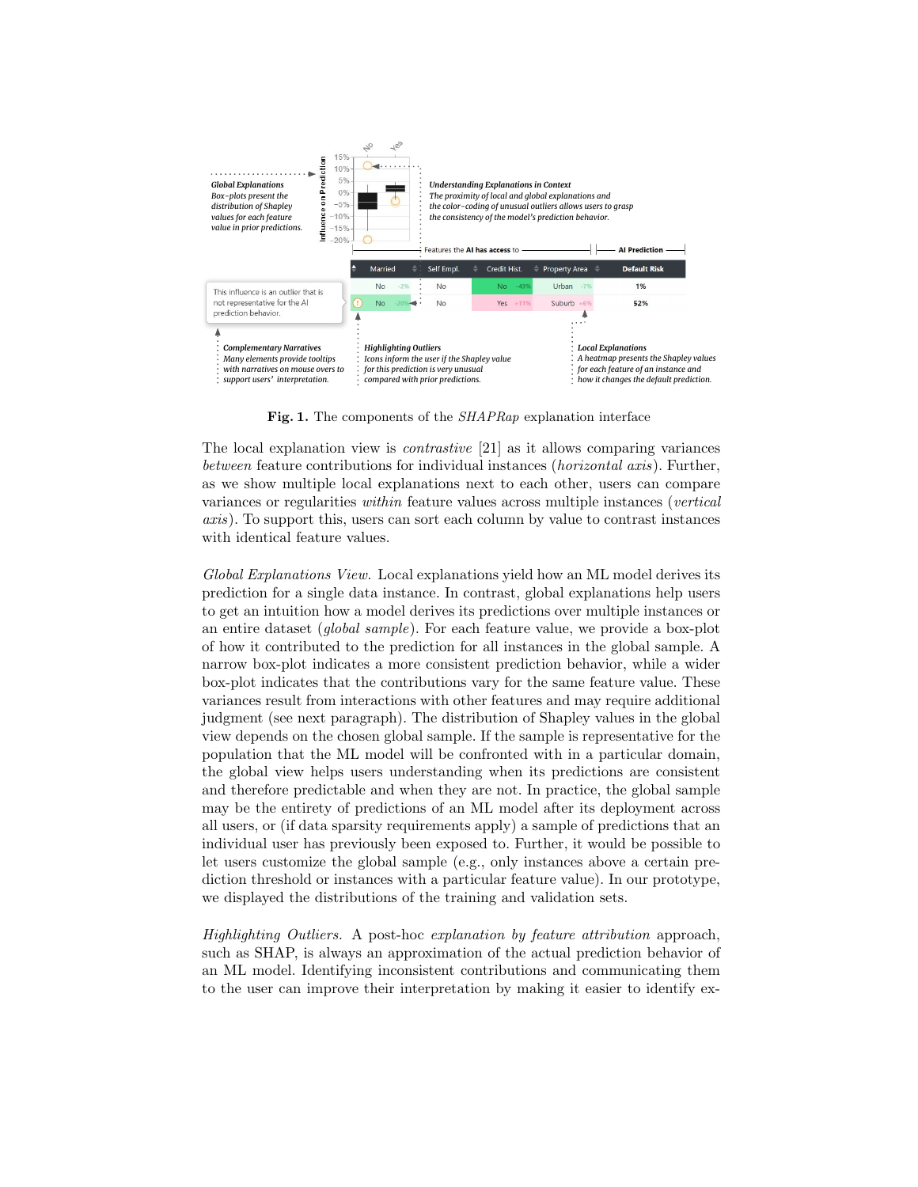**Fig. 1.** The components of the *SHAPRap* explanation interface

The local explanation view is *contrastive* [21] as it allows comparing variances *between* feature contributions for individual instances (*horizontal axis*). Further, as we show multiple local explanations next to each other, users can compare variances or regularities *within* feature values across multiple instances (*vertical axis*). To support this, users can sort each column by value to contrast instances with identical feature values.

*Global Explanations View.* Local explanations yield how an ML model derives its prediction for a single data instance. In contrast, global explanations help users to get an intuition how a model derives its predictions over multiple instances or an entire dataset (*global sample*). For each feature value, we provide a box-plot of how it contributed to the prediction for all instances in the global sample. A narrow box-plot indicates a more consistent prediction behavior, while a wider box-plot indicates that the contributions vary for the same feature value. These variances result from interactions with other features and may require additional judgment (see next paragraph). The distribution of Shapley values in the global view depends on the chosen global sample. If the sample is representative for the population that the ML model will be confronted with in a particular domain, the global view helps users understanding when its predictions are consistent and therefore predictable and when they are not. In practice, the global sample may be the entirety of predictions of an ML model after its deployment across all users, or (if data sparsity requirements apply) a sample of predictions that an individual user has previously been exposed to. Further, it would be possible to let users customize the global sample (e.g., only instances above a certain prediction threshold or instances with a particular feature value). In our prototype, we displayed the distributions of the training and validation sets.

*Highlighting Outliers.* A post-hoc *explanation by feature attribution* approach, such as SHAP, is always an approximation of the actual prediction behavior of an ML model. Identifying inconsistent contributions and communicating them to the user can improve their interpretation by making it easier to identify ex-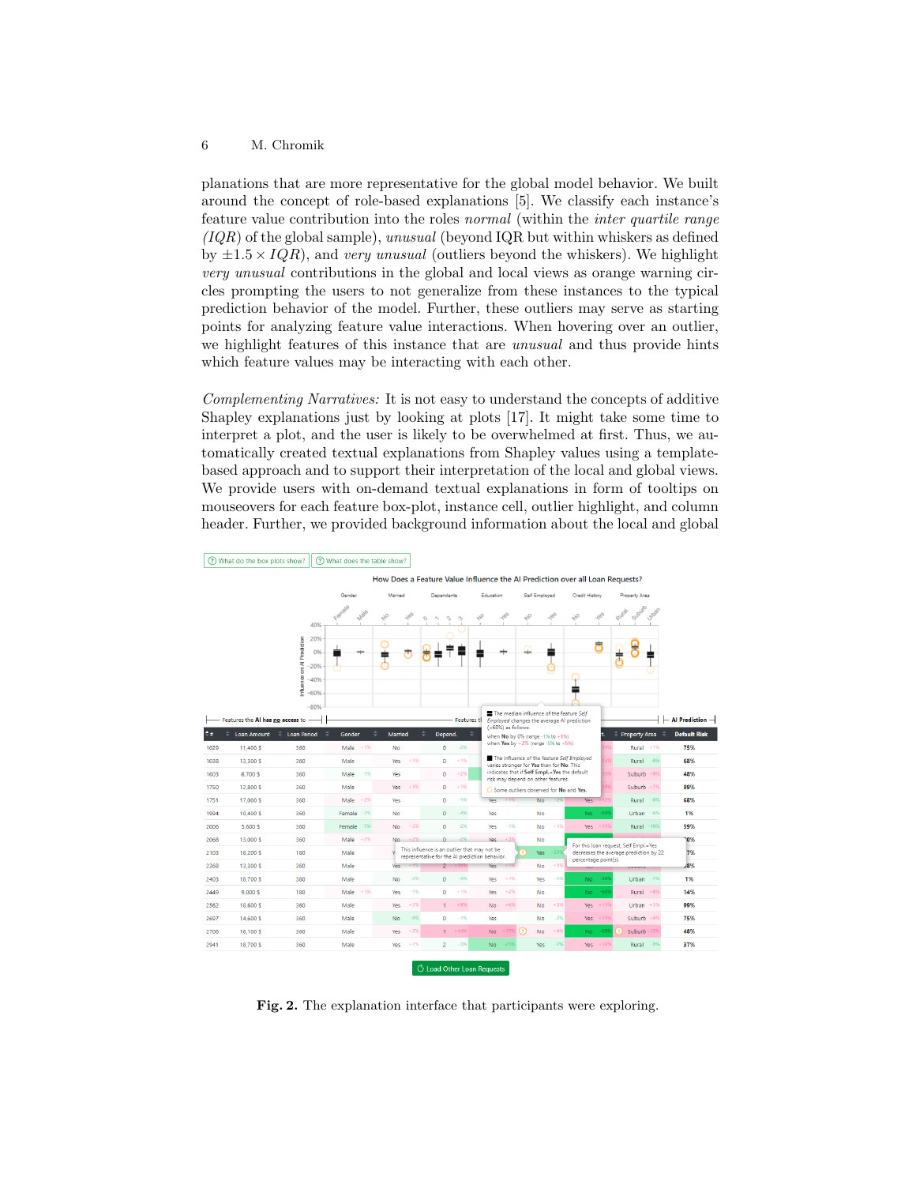planations that are more representative for the global model behavior. We built around the concept of role-based explanations [5]. We classify each instance's feature value contribution into the roles *normal* (within the *inter quartile range (IQR)* of the global sample), *unusual* (beyond IQR but within whiskers as defined by $\pm 1.5 \times IQR$), and *very unusual* (outliers beyond the whiskers). We highlight *very unusual* contributions in the global and local views as orange warning circles prompting the users to not generalize from these instances to the typical prediction behavior of the model. Further, these outliers may serve as starting points for analyzing feature value interactions. When hovering over an outlier, we highlight features of this instance that are *unusual* and thus provide hints which feature values may be interacting with each other.

*Complementing Narratives:* It is not easy to understand the concepts of additive Shapley explanations just by looking at plots [17]. It might take some time to interpret a plot, and the user is likely to be overwhelmed at first. Thus, we automatically created textual explanations from Shapley values using a template-based approach and to support their interpretation of the local and global views. We provide users with on-demand textual explanations in form of tooltips on mouseovers for each feature box-plot, instance cell, outlier highlight, and column header. Further, we provided background information about the local and global

**Fig. 2.** The explanation interface that participants were exploring.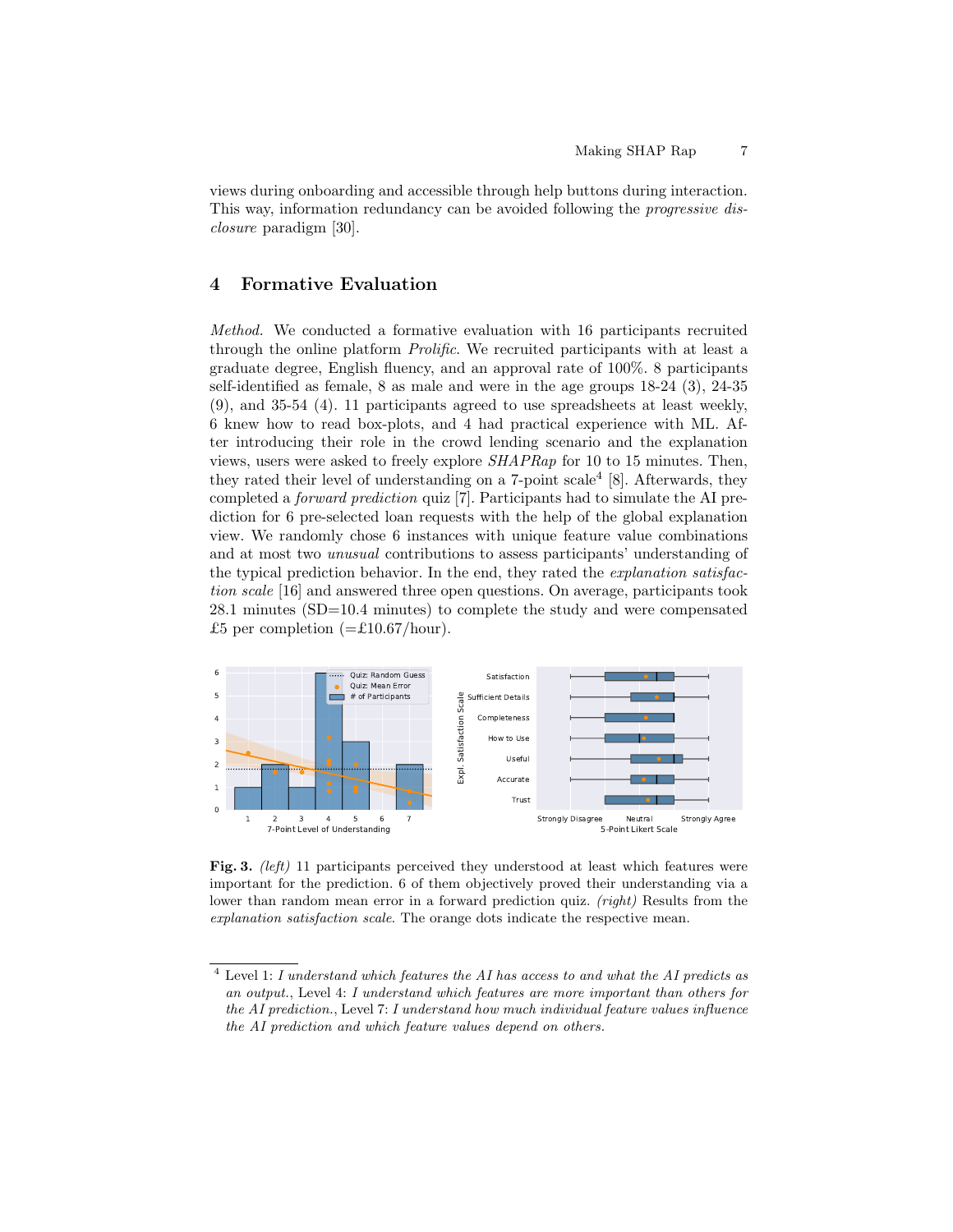views during onboarding and accessible through help buttons during interaction. This way, information redundancy can be avoided following the *progressive disclosure* paradigm [30].

## 4 Formative Evaluation

*Method.* We conducted a formative evaluation with 16 participants recruited through the online platform *Prolific*. We recruited participants with at least a graduate degree, English fluency, and an approval rate of 100%. 8 participants self-identified as female, 8 as male and were in the age groups 18-24 (3), 24-35 (9), and 35-54 (4). 11 participants agreed to use spreadsheets at least weekly, 6 knew how to read box-plots, and 4 had practical experience with ML. After introducing their role in the crowd lending scenario and the explanation views, users were asked to freely explore *SHAPRap* for 10 to 15 minutes. Then, they rated their level of understanding on a 7-point scale[4] [8]. Afterwards, they completed a *forward prediction* quiz [7]. Participants had to simulate the AI prediction for 6 pre-selected loan requests with the help of the global explanation view. We randomly chose 6 instances with unique feature value combinations and at most two *unusual* contributions to assess participants' understanding of the typical prediction behavior. In the end, they rated the *explanation satisfaction scale* [16] and answered three open questions. On average, participants took 28.1 minutes (SD=10.4 minutes) to complete the study and were compensated £5 per completion (=£10.67/hour).

**Fig. 3.** *(left)* 11 participants perceived they understood at least which features were important for the prediction. 6 of them objectively proved their understanding via a lower than random mean error in a forward prediction quiz. *(right)* Results from the *explanation satisfaction scale*. The orange dots indicate the respective mean.

[4] Level 1: *I understand which features the AI has access to and what the AI predicts as an output.*, Level 4: *I understand which features are more important than others for the AI prediction.*, Level 7: *I understand how much individual feature values influence the AI prediction and which feature values depend on others.*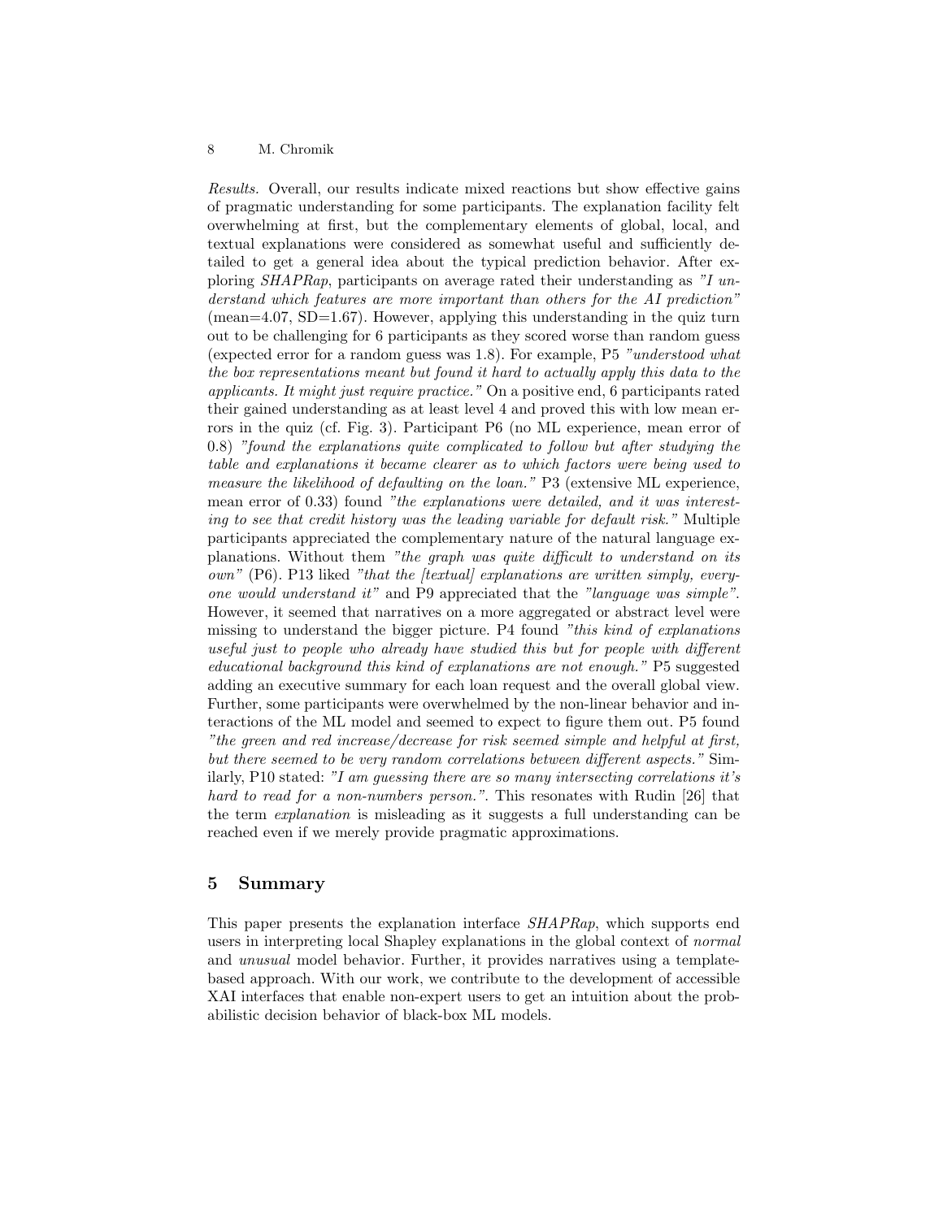*Results.* Overall, our results indicate mixed reactions but show effective gains of pragmatic understanding for some participants. The explanation facility felt overwhelming at first, but the complementary elements of global, local, and textual explanations were considered as somewhat useful and sufficiently detailed to get a general idea about the typical prediction behavior. After exploring *SHAPRap*, participants on average rated their understanding as *"I understand which features are more important than others for the AI prediction"* (mean=4.07, SD=1.67). However, applying this understanding in the quiz turn out to be challenging for 6 participants as they scored worse than random guess (expected error for a random guess was 1.8). For example, P5 *"understood what the box representations meant but found it hard to actually apply this data to the applicants. It might just require practice."* On a positive end, 6 participants rated their gained understanding as at least level 4 and proved this with low mean errors in the quiz (cf. Fig. 3). Participant P6 (no ML experience, mean error of 0.8) *"found the explanations quite complicated to follow but after studying the table and explanations it became clearer as to which factors were being used to measure the likelihood of defaulting on the loan."* P3 (extensive ML experience, mean error of 0.33) found *"the explanations were detailed, and it was interesting to see that credit history was the leading variable for default risk."* Multiple participants appreciated the complementary nature of the natural language explanations. Without them *"the graph was quite difficult to understand on its own"* (P6). P13 liked *"that the [textual] explanations are written simply, everyone would understand it"* and P9 appreciated that the *"language was simple"*. However, it seemed that narratives on a more aggregated or abstract level were missing to understand the bigger picture. P4 found *"this kind of explanations useful just to people who already have studied this but for people with different educational background this kind of explanations are not enough."* P5 suggested adding an executive summary for each loan request and the overall global view. Further, some participants were overwhelmed by the non-linear behavior and interactions of the ML model and seemed to expect to figure them out. P5 found *"the green and red increase/decrease for risk seemed simple and helpful at first, but there seemed to be very random correlations between different aspects."* Similarly, P10 stated: *"I am guessing there are so many intersecting correlations it's hard to read for a non-numbers person."*. This resonates with Rudin [26] that the term *explanation* is misleading as it suggests a full understanding can be reached even if we merely provide pragmatic approximations.

## 5 Summary

This paper presents the explanation interface *SHAPRap*, which supports end users in interpreting local Shapley explanations in the global context of *normal* and *unusual* model behavior. Further, it provides narratives using a template-based approach. With our work, we contribute to the development of accessible XAI interfaces that enable non-expert users to get an intuition about the probabilistic decision behavior of black-box ML models.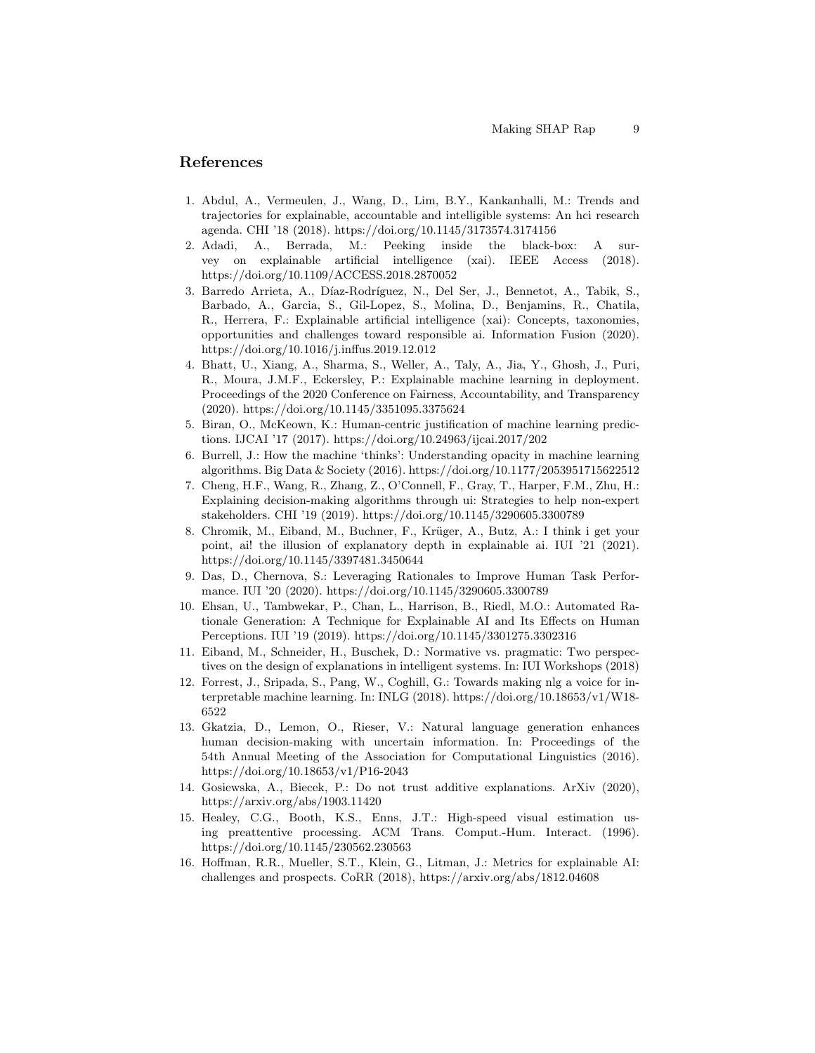## References

1. Abdul, A., Vermeulen, J., Wang, D., Lim, B.Y., Kankanhalli, M.: Trends and trajectories for explainable, accountable and intelligible systems: An hci research agenda. CHI '18 (2018). https://doi.org/10.1145/3173574.3174156
2. Adadi, A., Berrada, M.: Peeking inside the black-box: A survey on explainable artificial intelligence (xai). IEEE Access (2018). https://doi.org/10.1109/ACCESS.2018.2870052
3. Barredo Arrieta, A., Díaz-Rodríguez, N., Del Ser, J., Bennetot, A., Tabik, S., Barbado, A., Garcia, S., Gil-Lopez, S., Molina, D., Benjamins, R., Chatila, R., Herrera, F.: Explainable artificial intelligence (xai): Concepts, taxonomies, opportunities and challenges toward responsible ai. Information Fusion (2020). https://doi.org/10.1016/j.inffus.2019.12.012
4. Bhatt, U., Xiang, A., Sharma, S., Weller, A., Taly, A., Jia, Y., Ghosh, J., Puri, R., Moura, J.M.F., Eckersley, P.: Explainable machine learning in deployment. Proceedings of the 2020 Conference on Fairness, Accountability, and Transparency (2020). https://doi.org/10.1145/3351095.3375624
5. Biran, O., McKeown, K.: Human-centric justification of machine learning predictions. IJCAI '17 (2017). https://doi.org/10.24963/ijcai.2017/202
6. Burrell, J.: How the machine 'thinks': Understanding opacity in machine learning algorithms. Big Data & Society (2016). https://doi.org/10.1177/2053951715622512
7. Cheng, H.F., Wang, R., Zhang, Z., O'Connell, F., Gray, T., Harper, F.M., Zhu, H.: Explaining decision-making algorithms through ui: Strategies to help non-expert stakeholders. CHI '19 (2019). https://doi.org/10.1145/3290605.3300789
8. Chromik, M., Eiband, M., Buchner, F., Krüger, A., Butz, A.: I think i get your point, ai! the illusion of explanatory depth in explainable ai. IUI '21 (2021). https://doi.org/10.1145/3397481.3450644
9. Das, D., Chernova, S.: Leveraging Rationales to Improve Human Task Performance. IUI '20 (2020). https://doi.org/10.1145/3290605.3300789
10. Ehsan, U., Tambwekar, P., Chan, L., Harrison, B., Riedl, M.O.: Automated Rationale Generation: A Technique for Explainable AI and Its Effects on Human Perceptions. IUI '19 (2019). https://doi.org/10.1145/3301275.3302316
11. Eiband, M., Schneider, H., Buschek, D.: Normative vs. pragmatic: Two perspectives on the design of explanations in intelligent systems. In: IUI Workshops (2018)
12. Forrest, J., Sripada, S., Pang, W., Coghill, G.: Towards making nlg a voice for interpretable machine learning. In: INLG (2018). https://doi.org/10.18653/v1/W18-6522
13. Gkatzia, D., Lemon, O., Rieser, V.: Natural language generation enhances human decision-making with uncertain information. In: Proceedings of the 54th Annual Meeting of the Association for Computational Linguistics (2016). https://doi.org/10.18653/v1/P16-2043
14. Gosiewska, A., Biecek, P.: Do not trust additive explanations. ArXiv (2020), https://arxiv.org/abs/1903.11420
15. Healey, C.G., Booth, K.S., Enns, J.T.: High-speed visual estimation using preattentive processing. ACM Trans. Comput.-Hum. Interact. (1996). https://doi.org/10.1145/230562.230563
16. Hoffman, R.R., Mueller, S.T., Klein, G., Litman, J.: Metrics for explainable AI: challenges and prospects. CoRR (2018), https://arxiv.org/abs/1812.04608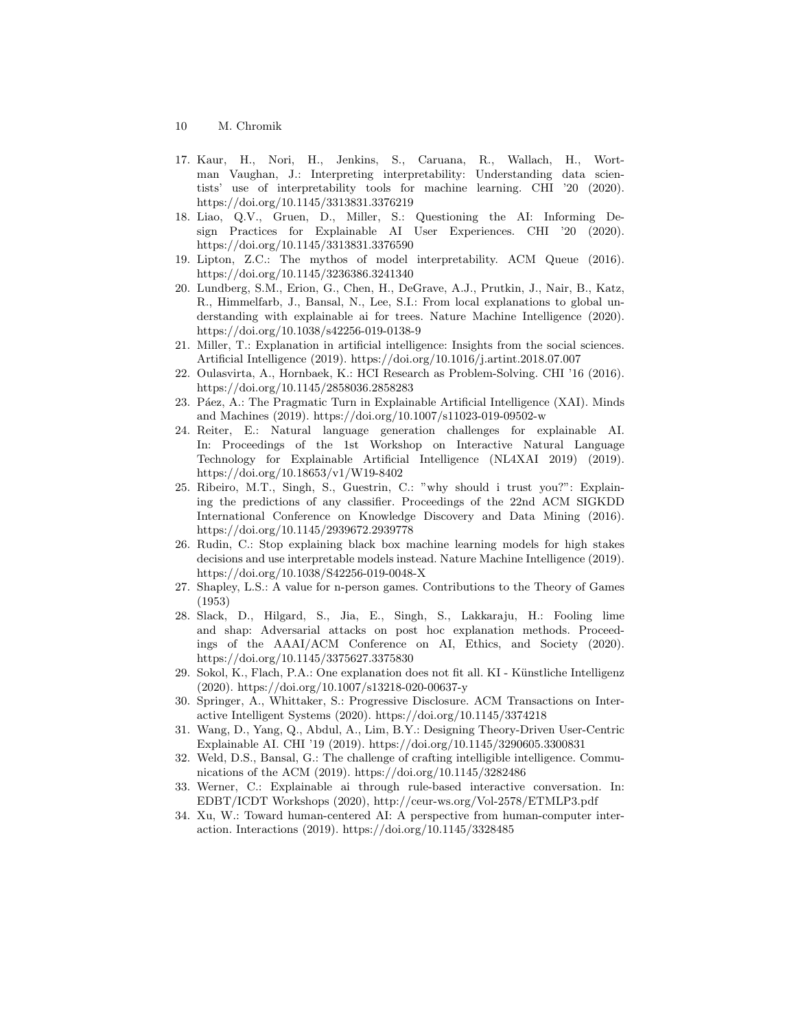17. Kaur, H., Nori, H., Jenkins, S., Caruana, R., Wallach, H., Wortman Vaughan, J.: Interpreting interpretability: Understanding data scientists' use of interpretability tools for machine learning. CHI '20 (2020). https://doi.org/10.1145/3313831.3376219
18. Liao, Q.V., Gruen, D., Miller, S.: Questioning the AI: Informing Design Practices for Explainable AI User Experiences. CHI '20 (2020). https://doi.org/10.1145/3313831.3376590
19. Lipton, Z.C.: The mythos of model interpretability. ACM Queue (2016). https://doi.org/10.1145/3236386.3241340
20. Lundberg, S.M., Erion, G., Chen, H., DeGrave, A.J., Prutkin, J., Nair, B., Katz, R., Himmelfarb, J., Bansal, N., Lee, S.I.: From local explanations to global understanding with explainable ai for trees. Nature Machine Intelligence (2020). https://doi.org/10.1038/s42256-019-0138-9
21. Miller, T.: Explanation in artificial intelligence: Insights from the social sciences. Artificial Intelligence (2019). https://doi.org/10.1016/j.artint.2018.07.007
22. Oulasvirta, A., Hornbaek, K.: HCI Research as Problem-Solving. CHI '16 (2016). https://doi.org/10.1145/2858036.2858283
23. Páez, A.: The Pragmatic Turn in Explainable Artificial Intelligence (XAI). Minds and Machines (2019). https://doi.org/10.1007/s11023-019-09502-w
24. Reiter, E.: Natural language generation challenges for explainable AI. In: Proceedings of the 1st Workshop on Interactive Natural Language Technology for Explainable Artificial Intelligence (NL4XAI 2019) (2019). https://doi.org/10.18653/v1/W19-8402
25. Ribeiro, M.T., Singh, S., Guestrin, C.: "why should i trust you?": Explaining the predictions of any classifier. Proceedings of the 22nd ACM SIGKDD International Conference on Knowledge Discovery and Data Mining (2016). https://doi.org/10.1145/2939672.2939778
26. Rudin, C.: Stop explaining black box machine learning models for high stakes decisions and use interpretable models instead. Nature Machine Intelligence (2019). https://doi.org/10.1038/S42256-019-0048-X
27. Shapley, L.S.: A value for n-person games. Contributions to the Theory of Games (1953)
28. Slack, D., Hilgard, S., Jia, E., Singh, S., Lakkaraju, H.: Fooling lime and shap: Adversarial attacks on post hoc explanation methods. Proceedings of the AAAI/ACM Conference on AI, Ethics, and Society (2020). https://doi.org/10.1145/3375627.3375830
29. Sokol, K., Flach, P.A.: One explanation does not fit all. KI - Künstliche Intelligenz (2020). https://doi.org/10.1007/s13218-020-00637-y
30. Springer, A., Whittaker, S.: Progressive Disclosure. ACM Transactions on Interactive Intelligent Systems (2020). https://doi.org/10.1145/3374218
31. Wang, D., Yang, Q., Abdul, A., Lim, B.Y.: Designing Theory-Driven User-Centric Explainable AI. CHI '19 (2019). https://doi.org/10.1145/3290605.3300831
32. Weld, D.S., Bansal, G.: The challenge of crafting intelligible intelligence. Communications of the ACM (2019). https://doi.org/10.1145/3282486
33. Werner, C.: Explainable ai through rule-based interactive conversation. In: EDBT/ICDT Workshops (2020), http://ceur-ws.org/Vol-2578/ETMLP3.pdf
34. Xu, W.: Toward human-centered AI: A perspective from human-computer interaction. Interactions (2019). https://doi.org/10.1145/3328485